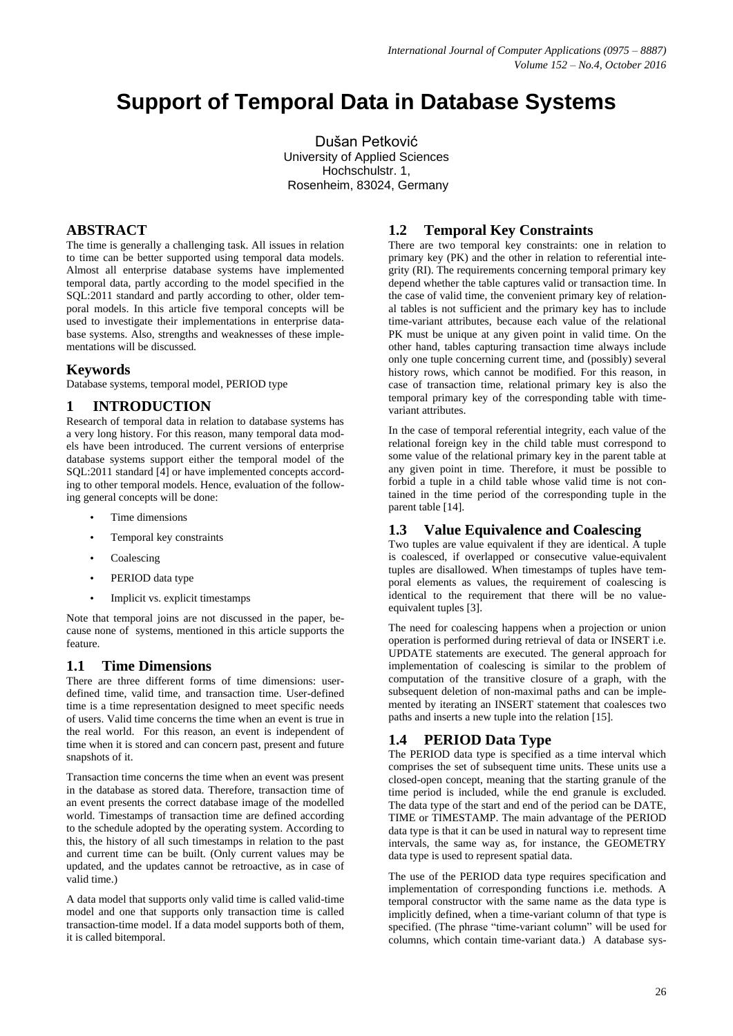# Support of Temporal Data in Database Systems

Dušan Petković
University of Applied Sciences
Hochschulstr. 1,
Rosenheim, 83024, Germany

## ABSTRACT

The time is generally a challenging task. All issues in relation to time can be better supported using temporal data models. Almost all enterprise database systems have implemented temporal data, partly according to the model specified in the SQL:2011 standard and partly according to other, older temporal models. In this article five temporal concepts will be used to investigate their implementations in enterprise database systems. Also, strengths and weaknesses of these implementations will be discussed.

## Keywords

Database systems, temporal model, PERIOD type

## 1 INTRODUCTION

Research of temporal data in relation to database systems has a very long history. For this reason, many temporal data models have been introduced. The current versions of enterprise database systems support either the temporal model of the SQL:2011 standard [4] or have implemented concepts according to other temporal models. Hence, evaluation of the following general concepts will be done:

- Time dimensions
- Temporal key constraints
- Coalescing
- PERIOD data type
- Implicit vs. explicit timestamps

Note that temporal joins are not discussed in the paper, because none of systems, mentioned in this article supports the feature.

### 1.1 Time Dimensions

There are three different forms of time dimensions: user-defined time, valid time, and transaction time. User-defined time is a time representation designed to meet specific needs of users. Valid time concerns the time when an event is true in the real world. For this reason, an event is independent of time when it is stored and can concern past, present and future snapshots of it.

Transaction time concerns the time when an event was present in the database as stored data. Therefore, transaction time of an event presents the correct database image of the modelled world. Timestamps of transaction time are defined according to the schedule adopted by the operating system. According to this, the history of all such timestamps in relation to the past and current time can be built. (Only current values may be updated, and the updates cannot be retroactive, as in case of valid time.)

A data model that supports only valid time is called valid-time model and one that supports only transaction time is called transaction-time model. If a data model supports both of them, it is called bitemporal.

### 1.2 Temporal Key Constraints

There are two temporal key constraints: one in relation to primary key (PK) and the other in relation to referential integrity (RI). The requirements concerning temporal primary key depend whether the table captures valid or transaction time. In the case of valid time, the convenient primary key of relational tables is not sufficient and the primary key has to include time-variant attributes, because each value of the relational PK must be unique at any given point in valid time. On the other hand, tables capturing transaction time always include only one tuple concerning current time, and (possibly) several history rows, which cannot be modified. For this reason, in case of transaction time, relational primary key is also the temporal primary key of the corresponding table with time-variant attributes.

In the case of temporal referential integrity, each value of the relational foreign key in the child table must correspond to some value of the relational primary key in the parent table at any given point in time. Therefore, it must be possible to forbid a tuple in a child table whose valid time is not contained in the time period of the corresponding tuple in the parent table [14].

### 1.3 Value Equivalence and Coalescing

Two tuples are value equivalent if they are identical. A tuple is coalesced, if overlapped or consecutive value-equivalent tuples are disallowed. When timestamps of tuples have temporal elements as values, the requirement of coalescing is identical to the requirement that there will be no value-equivalent tuples [3].

The need for coalescing happens when a projection or union operation is performed during retrieval of data or INSERT i.e. UPDATE statements are executed. The general approach for implementation of coalescing is similar to the problem of computation of the transitive closure of a graph, with the subsequent deletion of non-maximal paths and can be implemented by iterating an INSERT statement that coalesces two paths and inserts a new tuple into the relation [15].

### 1.4 PERIOD Data Type

The PERIOD data type is specified as a time interval which comprises the set of subsequent time units. These units use a closed-open concept, meaning that the starting granule of the time period is included, while the end granule is excluded. The data type of the start and end of the period can be DATE, TIME or TIMESTAMP. The main advantage of the PERIOD data type is that it can be used in natural way to represent time intervals, the same way as, for instance, the GEOMETRY data type is used to represent spatial data.

The use of the PERIOD data type requires specification and implementation of corresponding functions i.e. methods. A temporal constructor with the same name as the data type is implicitly defined, when a time-variant column of that type is specified. (The phrase "time-variant column" will be used for columns, which contain time-variant data.) A database sys-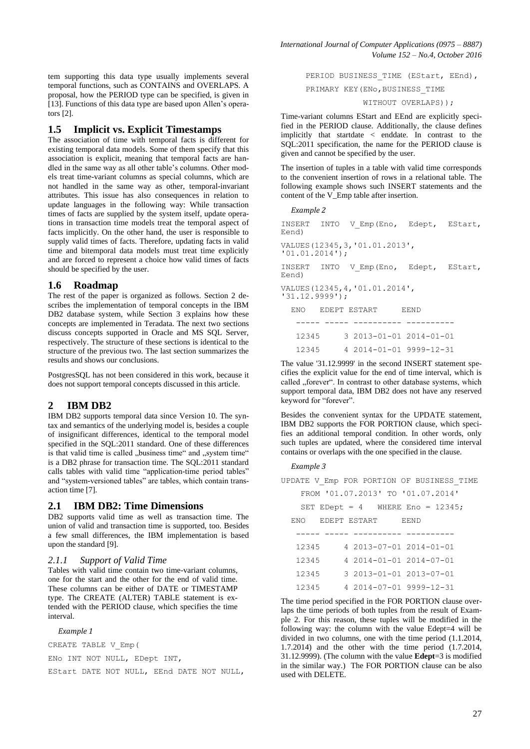tem supporting this data type usually implements several temporal functions, such as CONTAINS and OVERLAPS. A proposal, how the PERIOD type can be specified, is given in [13]. Functions of this data type are based upon Allen's operators [2].

## 1.5 Implicit vs. Explicit Timestamps

The association of time with temporal facts is different for existing temporal data models. Some of them specify that this association is explicit, meaning that temporal facts are handled in the same way as all other table's columns. Other models treat time-variant columns as special columns, which are not handled in the same way as other, temporal-invariant attributes. This issue has also consequences in relation to update languages in the following way: While transaction times of facts are supplied by the system itself, update operations in transaction time models treat the temporal aspect of facts implicitly. On the other hand, the user is responsible to supply valid times of facts. Therefore, updating facts in valid time and bitemporal data models must treat time explicitly and are forced to represent a choice how valid times of facts should be specified by the user.

## 1.6 Roadmap

The rest of the paper is organized as follows. Section 2 describes the implementation of temporal concepts in the IBM DB2 database system, while Section 3 explains how these concepts are implemented in Teradata. The next two sections discuss concepts supported in Oracle and MS SQL Server, respectively. The structure of these sections is identical to the structure of the previous two. The last section summarizes the results and shows our conclusions.

PostgresSQL has not been considered in this work, because it does not support temporal concepts discussed in this article.

# 2 IBM DB2

IBM DB2 supports temporal data since Version 10. The syntax and semantics of the underlying model is, besides a couple of insignificant differences, identical to the temporal model specified in the SQL:2011 standard. One of these differences is that valid time is called „business time" and „system time" is a DB2 phrase for transaction time. The SQL:2011 standard calls tables with valid time "application-time period tables" and "system-versioned tables" are tables, which contain transaction time [7].

## 2.1 IBM DB2: Time Dimensions

DB2 supports valid time as well as transaction time. The union of valid and transaction time is supported, too. Besides a few small differences, the IBM implementation is based upon the standard [9].

### *2.1.1 Support of Valid Time*

Tables with valid time contain two time-variant columns, one for the start and the other for the end of valid time. These columns can be either of DATE or TIMESTAMP type. The CREATE (ALTER) TABLE statement is extended with the PERIOD clause, which specifies the time interval.

*Example 1*

```
CREATE TABLE V_Emp(
ENo INT NOT NULL, EDept INT,
EStart DATE NOT NULL, EEnd DATE NOT NULL,
PERIOD BUSINESS_TIME (EStart, EEnd),
PRIMARY KEY(ENo,BUSINESS_TIME
            WITHOUT OVERLAPS));
```

Time-variant columns EStart and EEnd are explicitly specified in the PERIOD clause. Additionally, the clause defines implicitly that startdate < enddate. In contrast to the SQL:2011 specification, the name for the PERIOD clause is given and cannot be specified by the user.

The insertion of tuples in a table with valid time corresponds to the convenient insertion of rows in a relational table. The following example shows such INSERT statements and the content of the V_Emp table after insertion.

*Example 2*

```
INSERT INTO V_Emp(Eno, Edept, EStart, Eend)
VALUES(12345,3,'01.01.2013',
'01.01.2014');
INSERT INTO V_Emp(Eno, Edept, EStart, Eend)
VALUES(12345,4,'01.01.2014',
'31.12.9999');

  ENO   EDEPT ESTART     EEND
  ----- ----- ---------- ----------
  12345     3 2013-01-01 2014-01-01
  12345     4 2014-01-01 9999-12-31
```

The value '31.12.9999' in the second INSERT statement specifies the explicit value for the end of time interval, which is called „forever". In contrast to other database systems, which support temporal data, IBM DB2 does not have any reserved keyword for "forever".

Besides the convenient syntax for the UPDATE statement, IBM DB2 supports the FOR PORTION clause, which specifies an additional temporal condition. In other words, only such tuples are updated, where the considered time interval contains or overlaps with the one specified in the clause.

*Example 3*

```
UPDATE V_Emp FOR PORTION OF BUSINESS_TIME
    FROM '01.07.2013' TO '01.07.2014'
    SET EDept = 4   WHERE Eno = 12345;

  ENO   EDEPT ESTART     EEND
  ----- ----- ---------- ----------
  12345     4 2013-07-01 2014-01-01
  12345     4 2014-01-01 2014-07-01
  12345     3 2013-01-01 2013-07-01
  12345     4 2014-07-01 9999-12-31
```

The time period specified in the FOR PORTION clause overlaps the time periods of both tuples from the result of Example 2. For this reason, these tuples will be modified in the following way: the column with the value Edept=4 will be divided in two columns, one with the time period (1.1.2014, 1.7.2014) and the other with the time period (1.7.2014, 31.12.9999). (The column with the value **Edept**=3 is modified in the similar way.) The FOR PORTION clause can be also used with DELETE.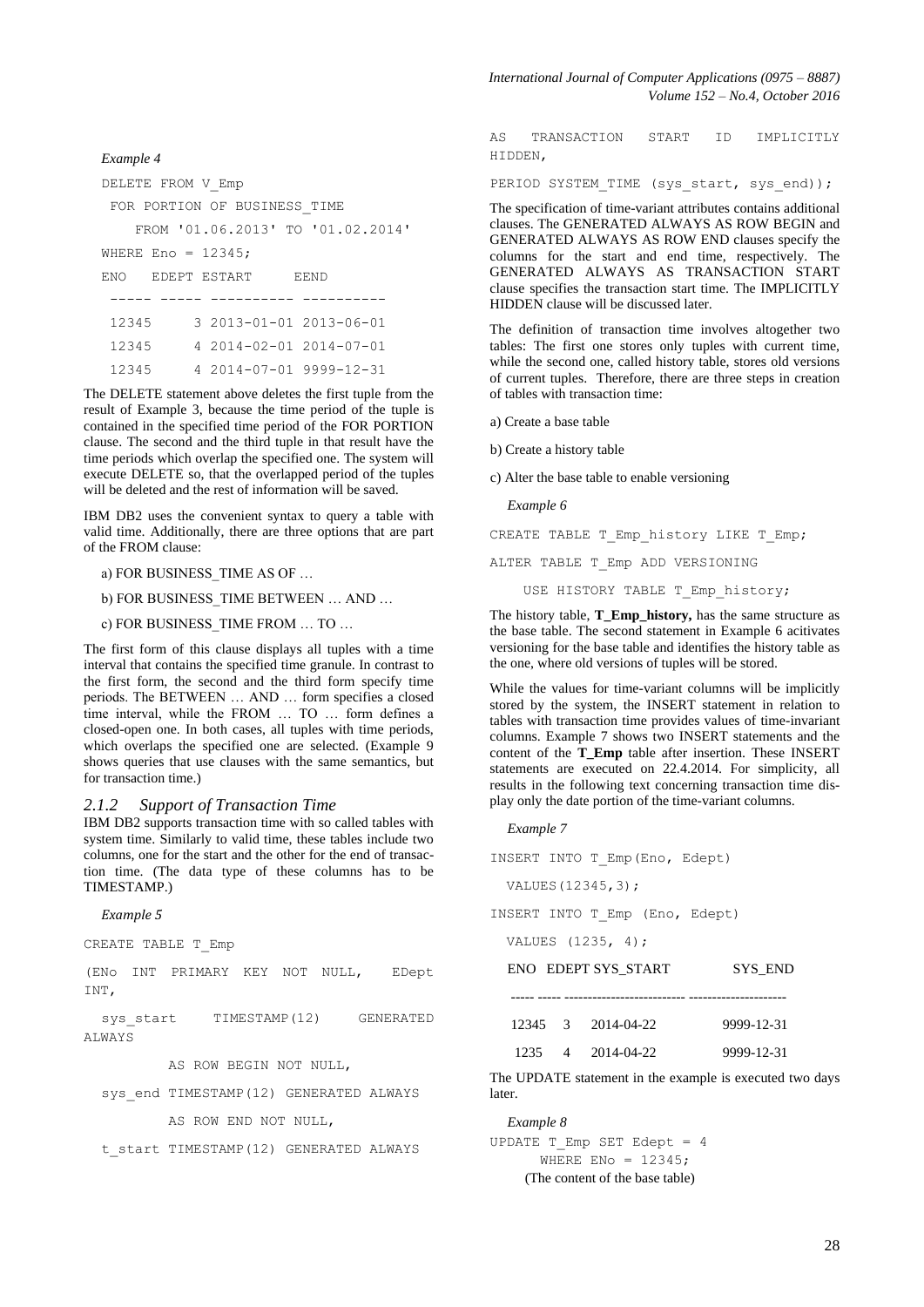*Example 4*

```
DELETE FROM V_Emp
 FOR PORTION OF BUSINESS_TIME
    FROM '01.06.2013' TO '01.02.2014'
WHERE Eno = 12345;
```

```
ENO   EDEPT ESTART     EEND
----- ----- ---------- ----------
12345     3 2013-01-01 2013-06-01
12345     4 2014-02-01 2014-07-01
12345     4 2014-07-01 9999-12-31
```

The DELETE statement above deletes the first tuple from the result of Example 3, because the time period of the tuple is contained in the specified time period of the FOR PORTION clause. The second and the third tuple in that result have the time periods which overlap the specified one. The system will execute DELETE so, that the overlapped period of the tuples will be deleted and the rest of information will be saved.

IBM DB2 uses the convenient syntax to query a table with valid time. Additionally, there are three options that are part of the FROM clause:

a) FOR BUSINESS_TIME AS OF …

b) FOR BUSINESS_TIME BETWEEN … AND …

c) FOR BUSINESS_TIME FROM … TO …

The first form of this clause displays all tuples with a time interval that contains the specified time granule. In contrast to the first form, the second and the third form specify time periods. The BETWEEN … AND … form specifies a closed time interval, while the FROM … TO … form defines a closed-open one. In both cases, all tuples with time periods, which overlaps the specified one are selected. (Example 9 shows queries that use clauses with the same semantics, but for transaction time.)

### *2.1.2 Support of Transaction Time*

IBM DB2 supports transaction time with so called tables with system time. Similarly to valid time, these tables include two columns, one for the start and the other for the end of transaction time. (The data type of these columns has to be TIMESTAMP.)

*Example 5*

```
CREATE TABLE T_Emp
(ENo INT PRIMARY KEY NOT NULL, EDept INT,
  sys_start TIMESTAMP(12) GENERATED ALWAYS
         AS ROW BEGIN NOT NULL,
  sys_end TIMESTAMP(12) GENERATED ALWAYS
         AS ROW END NOT NULL,
  t_start TIMESTAMP(12) GENERATED ALWAYS
AS TRANSACTION START ID IMPLICITLY HIDDEN,
PERIOD SYSTEM_TIME (sys_start, sys_end));
```

The specification of time-variant attributes contains additional clauses. The GENERATED ALWAYS AS ROW BEGIN and GENERATED ALWAYS AS ROW END clauses specify the columns for the start and end time, respectively. The GENERATED ALWAYS AS TRANSACTION START clause specifies the transaction start time. The IMPLICITLY HIDDEN clause will be discussed later.

The definition of transaction time involves altogether two tables: The first one stores only tuples with current time, while the second one, called history table, stores old versions of current tuples. Therefore, there are three steps in creation of tables with transaction time:

a) Create a base table

b) Create a history table

c) Alter the base table to enable versioning

*Example 6*

```
CREATE TABLE T_Emp_history LIKE T_Emp;
ALTER TABLE T_Emp ADD VERSIONING
    USE HISTORY TABLE T_Emp_history;
```

The history table, **T_Emp_history,** has the same structure as the base table. The second statement in Example 6 acitivates versioning for the base table and identifies the history table as the one, where old versions of tuples will be stored.

While the values for time-variant columns will be implicitly stored by the system, the INSERT statement in relation to tables with transaction time provides values of time-invariant columns. Example 7 shows two INSERT statements and the content of the **T_Emp** table after insertion. These INSERT statements are executed on 22.4.2014. For simplicity, all results in the following text concerning transaction time display only the date portion of the time-variant columns.

*Example 7*

```
INSERT INTO T_Emp(Eno, Edept)
  VALUES(12345,3);
INSERT INTO T_Emp (Eno, Edept)
  VALUES (1235, 4);
```

| ENO | EDEPT | SYS_START | SYS_END |
|---|---|---|---|
| 12345 | 3 | 2014-04-22 | 9999-12-31 |
| 1235 | 4 | 2014-04-22 | 9999-12-31 |

The UPDATE statement in the example is executed two days later.

*Example 8*

```
UPDATE T_Emp SET Edept = 4
      WHERE ENo = 12345;
```

(The content of the base table)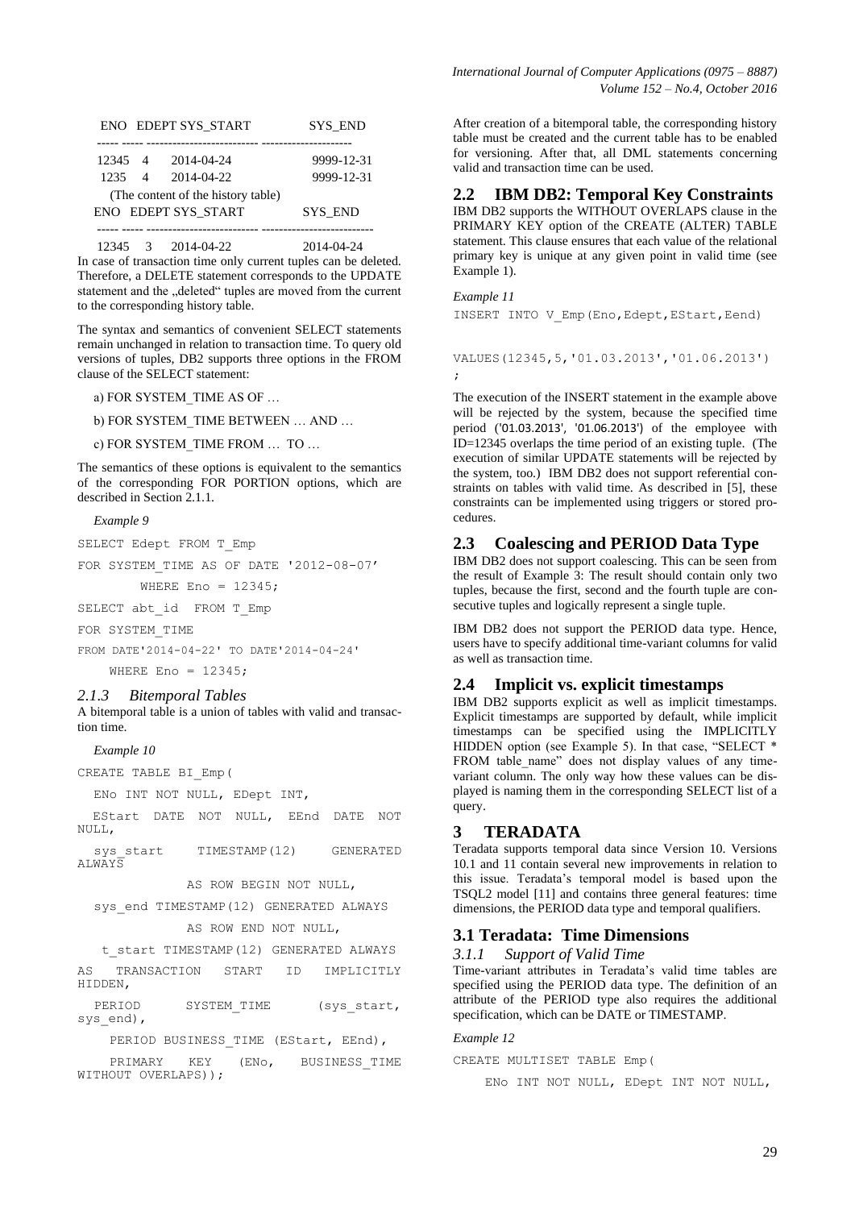| ENO | EDEPT | SYS_START | SYS_END |
|---|---|---|---|
| 12345 | 4 | 2014-04-24 | 9999-12-31 |
| 1235 | 4 | 2014-04-22 | 9999-12-31 |

(The content of the history table)

| ENO | EDEPT | SYS_START | SYS_END |
|---|---|---|---|
| 12345 | 3 | 2014-04-22 | 2014-04-24 |

In case of transaction time only current tuples can be deleted. Therefore, a DELETE statement corresponds to the UPDATE statement and the „deleted" tuples are moved from the current to the corresponding history table.

The syntax and semantics of convenient SELECT statements remain unchanged in relation to transaction time. To query old versions of tuples, DB2 supports three options in the FROM clause of the SELECT statement:

a) FOR SYSTEM_TIME AS OF …

b) FOR SYSTEM_TIME BETWEEN … AND …

c) FOR SYSTEM_TIME FROM … TO …

The semantics of these options is equivalent to the semantics of the corresponding FOR PORTION options, which are described in Section 2.1.1.

*Example 9*

```
SELECT Edept FROM T_Emp
FOR SYSTEM_TIME AS OF DATE '2012-08-07'
       WHERE Eno = 12345;
SELECT abt_id  FROM T_Emp
FOR SYSTEM_TIME
FROM DATE'2014-04-22' TO DATE'2014-04-24'
    WHERE Eno = 12345;
```

### 2.1.3 Bitemporal Tables

A bitemporal table is a union of tables with valid and transaction time.

*Example 10*

```
CREATE TABLE BI_Emp(
  ENo INT NOT NULL, EDept INT,
  EStart DATE NOT NULL, EEnd DATE NOT NULL,
  sys_start   TIMESTAMP(12)   GENERATED ALWAYS
              AS ROW BEGIN NOT NULL,
  sys_end TIMESTAMP(12) GENERATED ALWAYS
              AS ROW END NOT NULL,
  t_start TIMESTAMP(12) GENERATED ALWAYS
AS  TRANSACTION  START  ID  IMPLICITLY HIDDEN,
  PERIOD    SYSTEM_TIME    (sys_start, sys_end),
  PERIOD BUSINESS_TIME (EStart, EEnd),
  PRIMARY  KEY  (ENo,  BUSINESS_TIME WITHOUT OVERLAPS));
```

After creation of a bitemporal table, the corresponding history table must be created and the current table has to be enabled for versioning. After that, all DML statements concerning valid and transaction time can be used.

## 2.2 IBM DB2: Temporal Key Constraints

IBM DB2 supports the WITHOUT OVERLAPS clause in the PRIMARY KEY option of the CREATE (ALTER) TABLE statement. This clause ensures that each value of the relational primary key is unique at any given point in valid time (see Example 1).

*Example 11*

```
INSERT INTO V_Emp(Eno,Edept,EStart,Eend)

VALUES(12345,5,'01.03.2013','01.06.2013')
;
```

The execution of the INSERT statement in the example above will be rejected by the system, because the specified time period ('01.03.2013', '01.06.2013') of the employee with ID=12345 overlaps the time period of an existing tuple. (The execution of similar UPDATE statements will be rejected by the system, too.) IBM DB2 does not support referential constraints on tables with valid time. As described in [5], these constraints can be implemented using triggers or stored procedures.

## 2.3 Coalescing and PERIOD Data Type

IBM DB2 does not support coalescing. This can be seen from the result of Example 3: The result should contain only two tuples, because the first, second and the fourth tuple are consecutive tuples and logically represent a single tuple.

IBM DB2 does not support the PERIOD data type. Hence, users have to specify additional time-variant columns for valid as well as transaction time.

## 2.4 Implicit vs. explicit timestamps

IBM DB2 supports explicit as well as implicit timestamps. Explicit timestamps are supported by default, while implicit timestamps can be specified using the IMPLICITLY HIDDEN option (see Example 5). In that case, "SELECT * FROM table_name" does not display values of any time-variant column. The only way how these values can be displayed is naming them in the corresponding SELECT list of a query.

# 3 TERADATA

Teradata supports temporal data since Version 10. Versions 10.1 and 11 contain several new improvements in relation to this issue. Teradata's temporal model is based upon the TSQL2 model [11] and contains three general features: time dimensions, the PERIOD data type and temporal qualifiers.

## 3.1 Teradata: Time Dimensions

### 3.1.1 Support of Valid Time

Time-variant attributes in Teradata's valid time tables are specified using the PERIOD data type. The definition of an attribute of the PERIOD type also requires the additional specification, which can be DATE or TIMESTAMP.

*Example 12*

```
CREATE MULTISET TABLE Emp(
    ENo INT NOT NULL, EDept INT NOT NULL,
```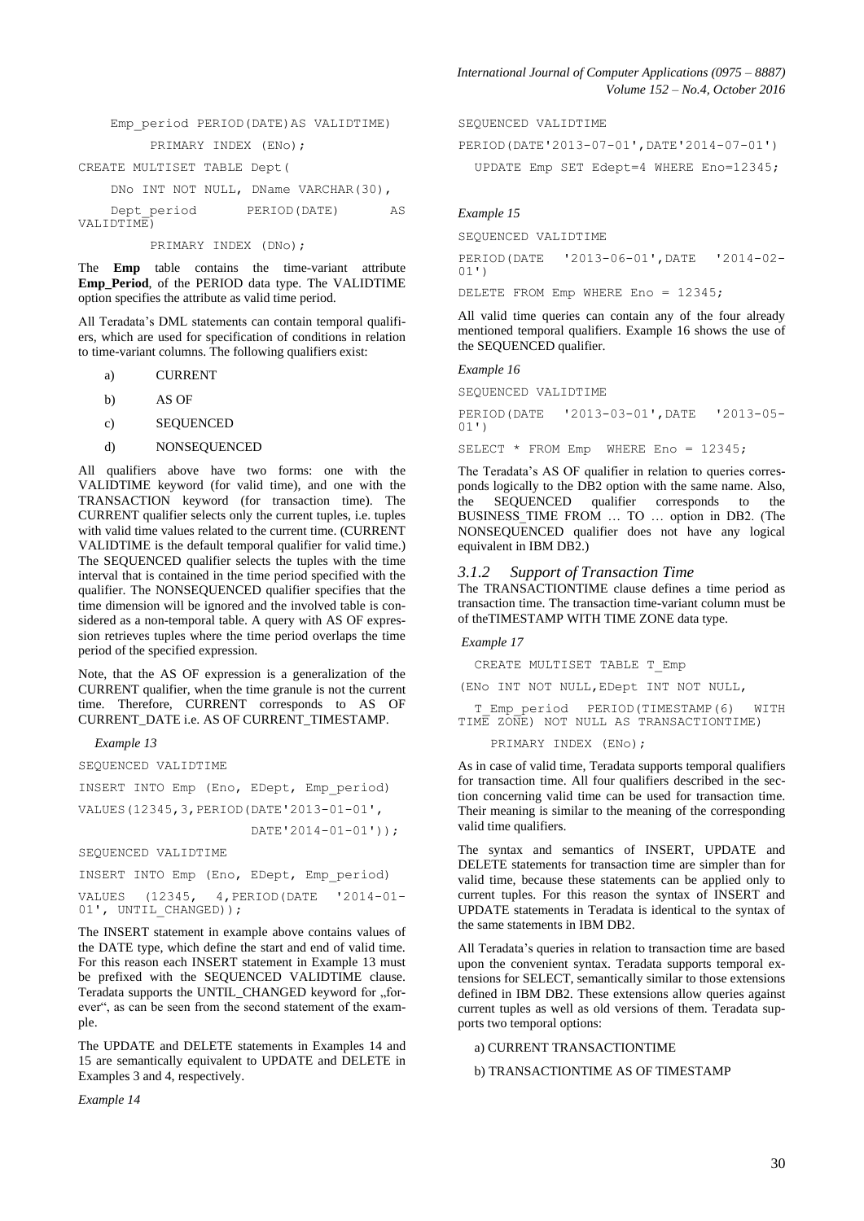```
    Emp_period PERIOD(DATE)AS VALIDTIME)
        PRIMARY INDEX (ENo);
CREATE MULTISET TABLE Dept(
    DNo INT NOT NULL, DName VARCHAR(30),
    Dept_period      PERIOD(DATE)      AS
VALIDTIME)
        PRIMARY INDEX (DNo);
```

The **Emp** table contains the time-variant attribute **Emp_Period**, of the PERIOD data type. The VALIDTIME option specifies the attribute as valid time period.

All Teradata's DML statements can contain temporal qualifiers, which are used for specification of conditions in relation to time-variant columns. The following qualifiers exist:

a) CURRENT

b) AS OF

c) SEQUENCED

d) NONSEQUENCED

All qualifiers above have two forms: one with the VALIDTIME keyword (for valid time), and one with the TRANSACTION keyword (for transaction time). The CURRENT qualifier selects only the current tuples, i.e. tuples with valid time values related to the current time. (CURRENT VALIDTIME is the default temporal qualifier for valid time.) The SEQUENCED qualifier selects the tuples with the time interval that is contained in the time period specified with the qualifier. The NONSEQUENCED qualifier specifies that the time dimension will be ignored and the involved table is considered as a non-temporal table. A query with AS OF expression retrieves tuples where the time period overlaps the time period of the specified expression.

Note, that the AS OF expression is a generalization of the CURRENT qualifier, when the time granule is not the current time. Therefore, CURRENT corresponds to AS OF CURRENT_DATE i.e. AS OF CURRENT_TIMESTAMP.

*Example 13*

```
SEQUENCED VALIDTIME
INSERT INTO Emp (Eno, EDept, Emp_period)
VALUES(12345,3,PERIOD(DATE'2013-01-01',
                      DATE'2014-01-01'));
SEQUENCED VALIDTIME
INSERT INTO Emp (Eno, EDept, Emp_period)
VALUES  (12345,  4,PERIOD(DATE  '2014-01-
01', UNTIL_CHANGED));
```

The INSERT statement in example above contains values of the DATE type, which define the start and end of valid time. For this reason each INSERT statement in Example 13 must be prefixed with the SEQUENCED VALIDTIME clause. Teradata supports the UNTIL_CHANGED keyword for „forever", as can be seen from the second statement of the example.

The UPDATE and DELETE statements in Examples 14 and 15 are semantically equivalent to UPDATE and DELETE in Examples 3 and 4, respectively.

*Example 14*

```
SEQUENCED VALIDTIME
PERIOD(DATE'2013-07-01',DATE'2014-07-01')
  UPDATE Emp SET Edept=4 WHERE Eno=12345;
```

*Example 15*

```
SEQUENCED VALIDTIME
PERIOD(DATE  '2013-06-01',DATE  '2014-02-
01')
DELETE FROM Emp WHERE Eno = 12345;
```

All valid time queries can contain any of the four already mentioned temporal qualifiers. Example 16 shows the use of the SEQUENCED qualifier.

*Example 16*

```
SEQUENCED VALIDTIME
PERIOD(DATE  '2013-03-01',DATE  '2013-05-
01')
SELECT * FROM Emp  WHERE Eno = 12345;
```

The Teradata's AS OF qualifier in relation to queries corresponds logically to the DB2 option with the same name. Also, the SEQUENCED qualifier corresponds to the BUSINESS_TIME FROM … TO … option in DB2. (The NONSEQUENCED qualifier does not have any logical equivalent in IBM DB2.)

### *3.1.2 Support of Transaction Time*

The TRANSACTIONTIME clause defines a time period as transaction time. The transaction time-variant column must be of theTIMESTAMP WITH TIME ZONE data type.

*Example 17*

```
  CREATE MULTISET TABLE T_Emp
(ENo INT NOT NULL,EDept INT NOT NULL,
  T_Emp_period  PERIOD(TIMESTAMP(6)  WITH
TIME ZONE) NOT NULL AS TRANSACTIONTIME)
    PRIMARY INDEX (ENo);
```

As in case of valid time, Teradata supports temporal qualifiers for transaction time. All four qualifiers described in the section concerning valid time can be used for transaction time. Their meaning is similar to the meaning of the corresponding valid time qualifiers.

The syntax and semantics of INSERT, UPDATE and DELETE statements for transaction time are simpler than for valid time, because these statements can be applied only to current tuples. For this reason the syntax of INSERT and UPDATE statements in Teradata is identical to the syntax of the same statements in IBM DB2.

All Teradata's queries in relation to transaction time are based upon the convenient syntax. Teradata supports temporal extensions for SELECT, semantically similar to those extensions defined in IBM DB2. These extensions allow queries against current tuples as well as old versions of them. Teradata supports two temporal options:

a) CURRENT TRANSACTIONTIME

b) TRANSACTIONTIME AS OF TIMESTAMP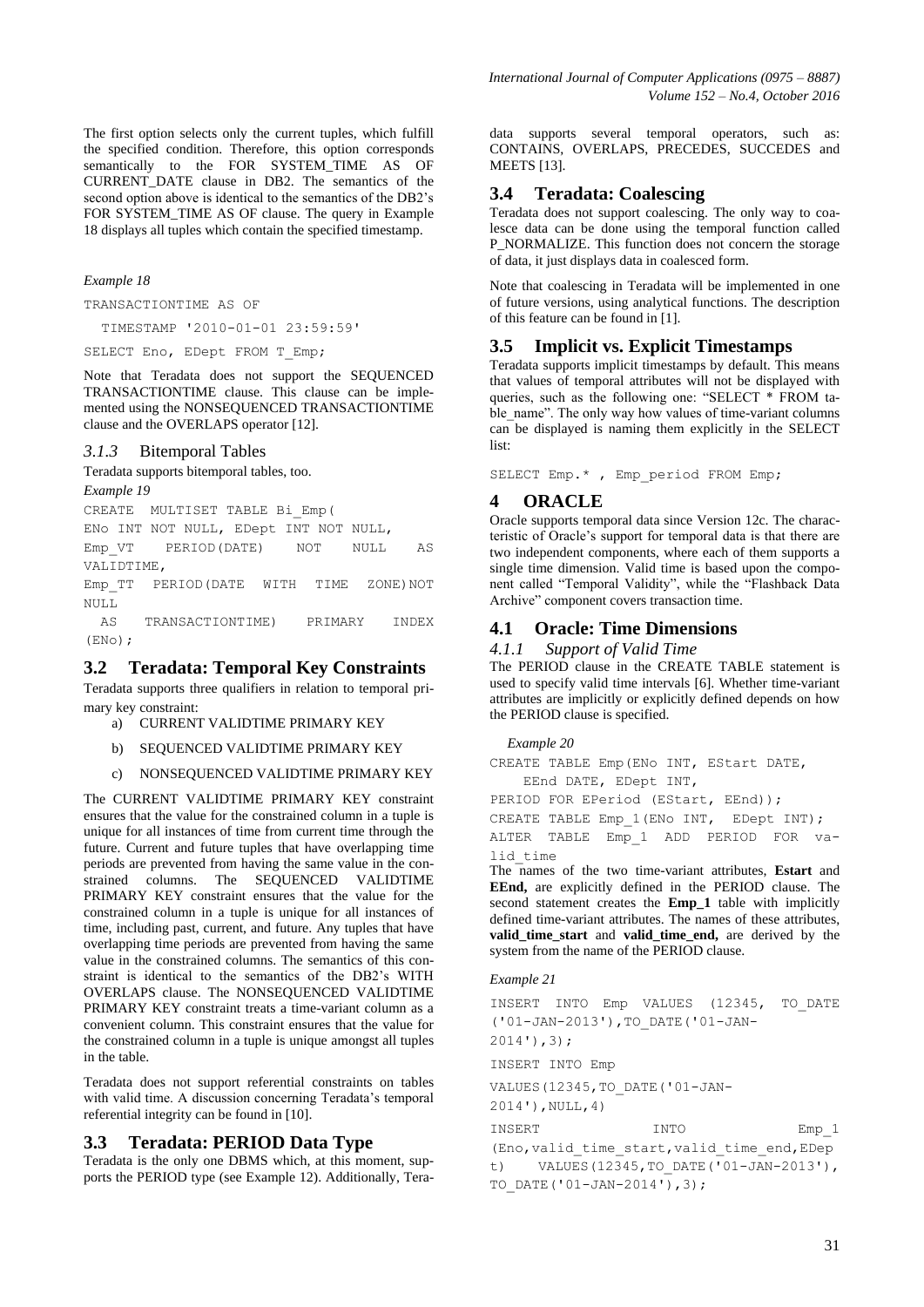The first option selects only the current tuples, which fulfill the specified condition. Therefore, this option corresponds semantically to the FOR SYSTEM_TIME AS OF CURRENT_DATE clause in DB2. The semantics of the second option above is identical to the semantics of the DB2's FOR SYSTEM_TIME AS OF clause. The query in Example 18 displays all tuples which contain the specified timestamp.

*Example 18*

```
TRANSACTIONTIME AS OF
  TIMESTAMP '2010-01-01 23:59:59'
SELECT Eno, EDept FROM T_Emp;
```

Note that Teradata does not support the SEQUENCED TRANSACTIONTIME clause. This clause can be implemented using the NONSEQUENCED TRANSACTIONTIME clause and the OVERLAPS operator [12].

### *3.1.3* Bitemporal Tables

Teradata supports bitemporal tables, too.

*Example 19*

```
CREATE  MULTISET TABLE Bi_Emp(
ENo INT NOT NULL, EDept INT NOT NULL,
Emp_VT   PERIOD(DATE)   NOT   NULL   AS
VALIDTIME,
Emp_TT  PERIOD(DATE  WITH  TIME  ZONE)NOT
NULL
  AS   TRANSACTIONTIME)   PRIMARY   INDEX
(ENo);
```

## 3.2 Teradata: Temporal Key Constraints

Teradata supports three qualifiers in relation to temporal primary key constraint:

a) CURRENT VALIDTIME PRIMARY KEY

b) SEQUENCED VALIDTIME PRIMARY KEY

c) NONSEQUENCED VALIDTIME PRIMARY KEY

The CURRENT VALIDTIME PRIMARY KEY constraint ensures that the value for the constrained column in a tuple is unique for all instances of time from current time through the future. Current and future tuples that have overlapping time periods are prevented from having the same value in the constrained columns. The SEQUENCED VALIDTIME PRIMARY KEY constraint ensures that the value for the constrained column in a tuple is unique for all instances of time, including past, current, and future. Any tuples that have overlapping time periods are prevented from having the same value in the constrained columns. The semantics of this constraint is identical to the semantics of the DB2's WITH OVERLAPS clause. The NONSEQUENCED VALIDTIME PRIMARY KEY constraint treats a time-variant column as a convenient column. This constraint ensures that the value for the constrained column in a tuple is unique amongst all tuples in the table.

Teradata does not support referential constraints on tables with valid time. A discussion concerning Teradata's temporal referential integrity can be found in [10].

## 3.3 Teradata: PERIOD Data Type

Teradata is the only one DBMS which, at this moment, supports the PERIOD type (see Example 12). Additionally, Teradata supports several temporal operators, such as: CONTAINS, OVERLAPS, PRECEDES, SUCCEDES and MEETS [13].

## 3.4 Teradata: Coalescing

Teradata does not support coalescing. The only way to coalesce data can be done using the temporal function called P_NORMALIZE. This function does not concern the storage of data, it just displays data in coalesced form.

Note that coalescing in Teradata will be implemented in one of future versions, using analytical functions. The description of this feature can be found in [1].

## 3.5 Implicit vs. Explicit Timestamps

Teradata supports implicit timestamps by default. This means that values of temporal attributes will not be displayed with queries, such as the following one: "SELECT * FROM table_name". The only way how values of time-variant columns can be displayed is naming them explicitly in the SELECT list:

```
SELECT Emp.* , Emp_period FROM Emp;
```

# 4 ORACLE

Oracle supports temporal data since Version 12c. The characteristic of Oracle's support for temporal data is that there are two independent components, where each of them supports a single time dimension. Valid time is based upon the component called "Temporal Validity", while the "Flashback Data Archive" component covers transaction time.

## 4.1 Oracle: Time Dimensions

### *4.1.1 Support of Valid Time*

The PERIOD clause in the CREATE TABLE statement is used to specify valid time intervals [6]. Whether time-variant attributes are implicitly or explicitly defined depends on how the PERIOD clause is specified.

*Example 20*

```
CREATE TABLE Emp(ENo INT, EStart DATE,
    EEnd DATE, EDept INT,
PERIOD FOR EPeriod (EStart, EEnd));
CREATE TABLE Emp_1(ENo INT,  EDept INT);
ALTER  TABLE  Emp_1  ADD  PERIOD  FOR  valid_time
```

The names of the two time-variant attributes, **Estart** and **EEnd,** are explicitly defined in the PERIOD clause. The second statement creates the **Emp_1** table with implicitly defined time-variant attributes. The names of these attributes, **valid_time_start** and **valid_time_end,** are derived by the system from the name of the PERIOD clause.

*Example 21*

```
INSERT  INTO  Emp  VALUES  (12345,  TO_DATE
('01-JAN-2013'),TO_DATE('01-JAN-
2014'),3);
INSERT INTO Emp
VALUES(12345,TO_DATE('01-JAN-
2014'),NULL,4)
INSERT              INTO              Emp_1
(Eno,valid_time_start,valid_time_end,EDep
t)    VALUES(12345,TO_DATE('01-JAN-2013'),
TO_DATE('01-JAN-2014'),3);
```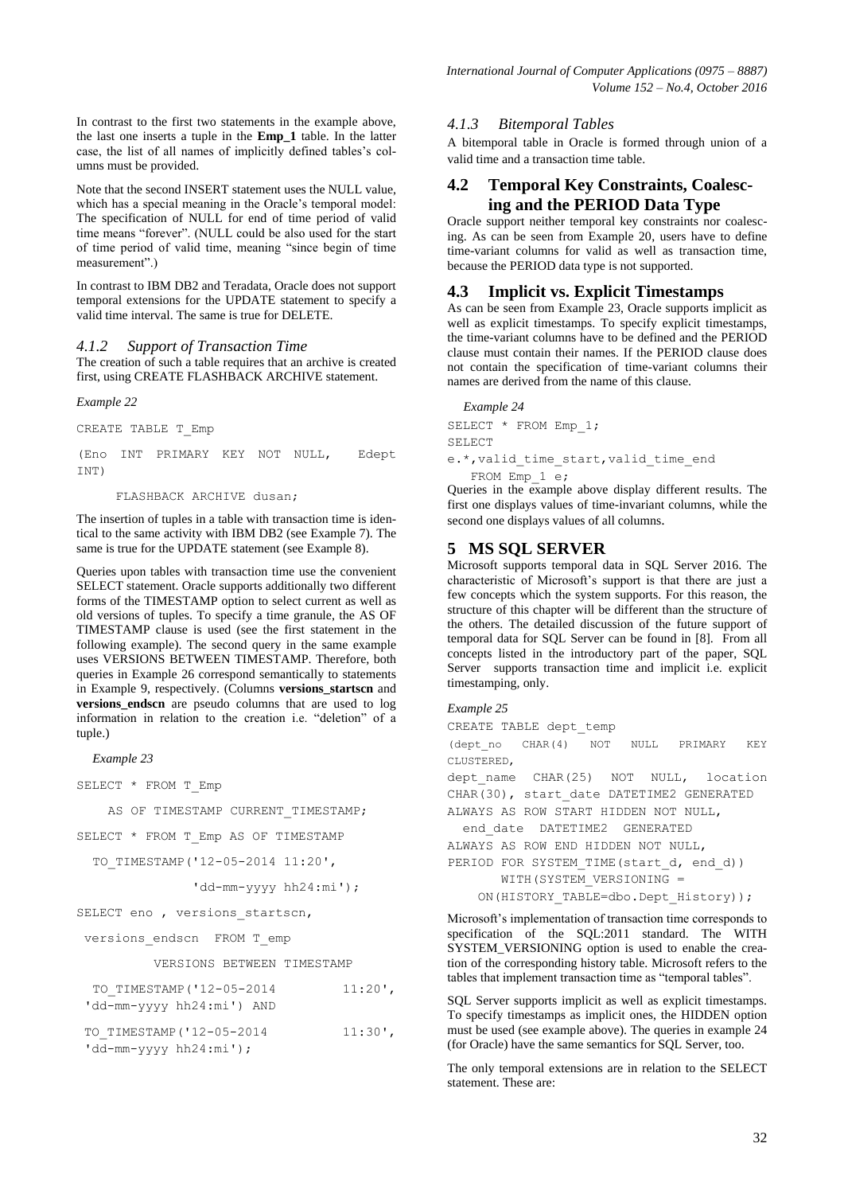In contrast to the first two statements in the example above, the last one inserts a tuple in the **Emp_1** table. In the latter case, the list of all names of implicitly defined tables's columns must be provided.

Note that the second INSERT statement uses the NULL value, which has a special meaning in the Oracle's temporal model: The specification of NULL for end of time period of valid time means "forever". (NULL could be also used for the start of time period of valid time, meaning "since begin of time measurement".)

In contrast to IBM DB2 and Teradata, Oracle does not support temporal extensions for the UPDATE statement to specify a valid time interval. The same is true for DELETE.

### *4.1.2 Support of Transaction Time*

The creation of such a table requires that an archive is created first, using CREATE FLASHBACK ARCHIVE statement.

*Example 22*

```
CREATE TABLE T_Emp
(Eno INT PRIMARY KEY NOT NULL, Edept INT)
     FLASHBACK ARCHIVE dusan;
```

The insertion of tuples in a table with transaction time is identical to the same activity with IBM DB2 (see Example 7). The same is true for the UPDATE statement (see Example 8).

Queries upon tables with transaction time use the convenient SELECT statement. Oracle supports additionally two different forms of the TIMESTAMP option to select current as well as old versions of tuples. To specify a time granule, the AS OF TIMESTAMP clause is used (see the first statement in the following example). The second query in the same example uses VERSIONS BETWEEN TIMESTAMP. Therefore, both queries in Example 26 correspond semantically to statements in Example 9, respectively. (Columns **versions_startscn** and **versions_endscn** are pseudo columns that are used to log information in relation to the creation i.e. "deletion" of a tuple.)

*Example 23*

```
SELECT * FROM T_Emp
    AS OF TIMESTAMP CURRENT_TIMESTAMP;
SELECT * FROM T_Emp AS OF TIMESTAMP
  TO_TIMESTAMP('12-05-2014 11:20',
              'dd-mm-yyyy hh24:mi');
SELECT eno , versions_startscn,
 versions_endscn  FROM T_emp
         VERSIONS BETWEEN TIMESTAMP
  TO_TIMESTAMP('12-05-2014         11:20',
 'dd-mm-yyyy hh24:mi') AND
 TO_TIMESTAMP('12-05-2014          11:30',
 'dd-mm-yyyy hh24:mi');
```

### *4.1.3 Bitemporal Tables*

A bitemporal table in Oracle is formed through union of a valid time and a transaction time table.

## 4.2 Temporal Key Constraints, Coalescing and the PERIOD Data Type

Oracle support neither temporal key constraints nor coalescing. As can be seen from Example 20, users have to define time-variant columns for valid as well as transaction time, because the PERIOD data type is not supported.

## 4.3 Implicit vs. Explicit Timestamps

As can be seen from Example 23, Oracle supports implicit as well as explicit timestamps. To specify explicit timestamps, the time-variant columns have to be defined and the PERIOD clause must contain their names. If the PERIOD clause does not contain the specification of time-variant columns their names are derived from the name of this clause.

*Example 24*

```
SELECT * FROM Emp_1;
SELECT
e.*,valid_time_start,valid_time_end
   FROM Emp_1 e;
```

Queries in the example above display different results. The first one displays values of time-invariant columns, while the second one displays values of all columns.

# 5 MS SQL SERVER

Microsoft supports temporal data in SQL Server 2016. The characteristic of Microsoft's support is that there are just a few concepts which the system supports. For this reason, the structure of this chapter will be different than the structure of the others. The detailed discussion of the future support of temporal data for SQL Server can be found in [8]. From all concepts listed in the introductory part of the paper, SQL Server supports transaction time and implicit i.e. explicit timestamping, only.

*Example 25*

```
CREATE TABLE dept_temp
(dept_no  CHAR(4)  NOT  NULL  PRIMARY  KEY
CLUSTERED,
dept_name  CHAR(25)  NOT  NULL,  location
CHAR(30), start_date DATETIME2 GENERATED
ALWAYS AS ROW START HIDDEN NOT NULL,
  end_date  DATETIME2  GENERATED
ALWAYS AS ROW END HIDDEN NOT NULL,
PERIOD FOR SYSTEM_TIME(start_d, end_d))
      WITH(SYSTEM_VERSIONING =
    ON(HISTORY_TABLE=dbo.Dept_History));
```

Microsoft's implementation of transaction time corresponds to specification of the SQL:2011 standard. The WITH SYSTEM_VERSIONING option is used to enable the creation of the corresponding history table. Microsoft refers to the tables that implement transaction time as "temporal tables".

SQL Server supports implicit as well as explicit timestamps. To specify timestamps as implicit ones, the HIDDEN option must be used (see example above). The queries in example 24 (for Oracle) have the same semantics for SQL Server, too.

The only temporal extensions are in relation to the SELECT statement. These are: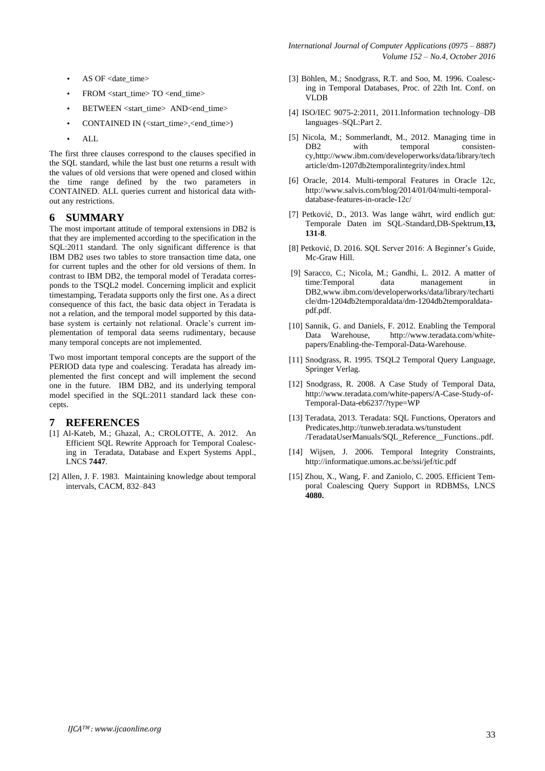- AS OF <date_time>
- FROM <start_time> TO <end_time>
- BETWEEN <start_time> AND<end_time>
- CONTAINED IN (<start_time>,<end_time>)
- ALL

The first three clauses correspond to the clauses specified in the SQL standard, while the last bust one returns a result with the values of old versions that were opened and closed within the time range defined by the two parameters in CONTAINED. ALL queries current and historical data without any restrictions.

## 6 SUMMARY

The most important attitude of temporal extensions in DB2 is that they are implemented according to the specification in the SQL:2011 standard. The only significant difference is that IBM DB2 uses two tables to store transaction time data, one for current tuples and the other for old versions of them. In contrast to IBM DB2, the temporal model of Teradata corresponds to the TSQL2 model. Concerning implicit and explicit timestamping, Teradata supports only the first one. As a direct consequence of this fact, the basic data object in Teradata is not a relation, and the temporal model supported by this database system is certainly not relational. Oracle's current implementation of temporal data seems rudimentary, because many temporal concepts are not implemented.

Two most important temporal concepts are the support of the PERIOD data type and coalescing. Teradata has already implemented the first concept and will implement the second one in the future. IBM DB2, and its underlying temporal model specified in the SQL:2011 standard lack these concepts.

## 7 REFERENCES

[1] Al-Kateb, M.; Ghazal, A.; CROLOTTE, A. 2012. An Efficient SQL Rewrite Approach for Temporal Coalescing in Teradata, Database and Expert Systems Appl., LNCS **7447**.

[2] Allen, J. F. 1983. Maintaining knowledge about temporal intervals, CACM, 832–843

[3] Böhlen, M.; Snodgrass, R.T. and Soo, M. 1996. Coalescing in Temporal Databases, Proc. of 22th Int. Conf. on VLDB

[4] ISO/IEC 9075-2:2011, 2011.Information technology–DB languages–SQL:Part 2.

[5] Nicola, M.; Sommerlandt, M., 2012. Managing time in DB2 with temporal consistency,http://www.ibm.com/developerworks/data/library/techarticle/dm-1207db2temporalintegrity/index.html

[6] Oracle, 2014. Multi-temporal Features in Oracle 12c, http://www.salvis.com/blog/2014/01/04/multi-temporal-database-features-in-oracle-12c/

[7] Petković, D., 2013. Was lange währt, wird endlich gut: Temporale Daten im SQL-Standard,DB-Spektrum,**13, 131-8**.

[8] Petković, D. 2016. SQL Server 2016: A Beginner's Guide, Mc-Graw Hill.

[9] Saracco, C.; Nicola, M.; Gandhi, L. 2012. A matter of time:Temporal data management in DB2,www.ibm.com/developerworks/data/library/techarticle/dm-1204db2temporaldata/dm-1204db2temporaldata-pdf.pdf.

[10] Sannik, G. and Daniels, F. 2012. Enabling the Temporal Data Warehouse, http://www.teradata.com/white-papers/Enabling-the-Temporal-Data-Warehouse.

[11] Snodgrass, R. 1995. TSQL2 Temporal Query Language, Springer Verlag.

[12] Snodgrass, R. 2008. A Case Study of Temporal Data, http://www.teradata.com/white-papers/A-Case-Study-of-Temporal-Data-eb6237/?type=WP

[13] Teradata, 2013. Teradata: SQL Functions, Operators and Predicates,http://tunweb.teradata.ws/tunstudent /TeradataUserManuals/SQL_Reference__Functions..pdf.

[14] Wijsen, J. 2006. Temporal Integrity Constraints, http://informatique.umons.ac.be/ssi/jef/tic.pdf

[15] Zhou, X., Wang, F. and Zaniolo, C. 2005. Efficient Temporal Coalescing Query Support in RDBMSs, LNCS **4080.**